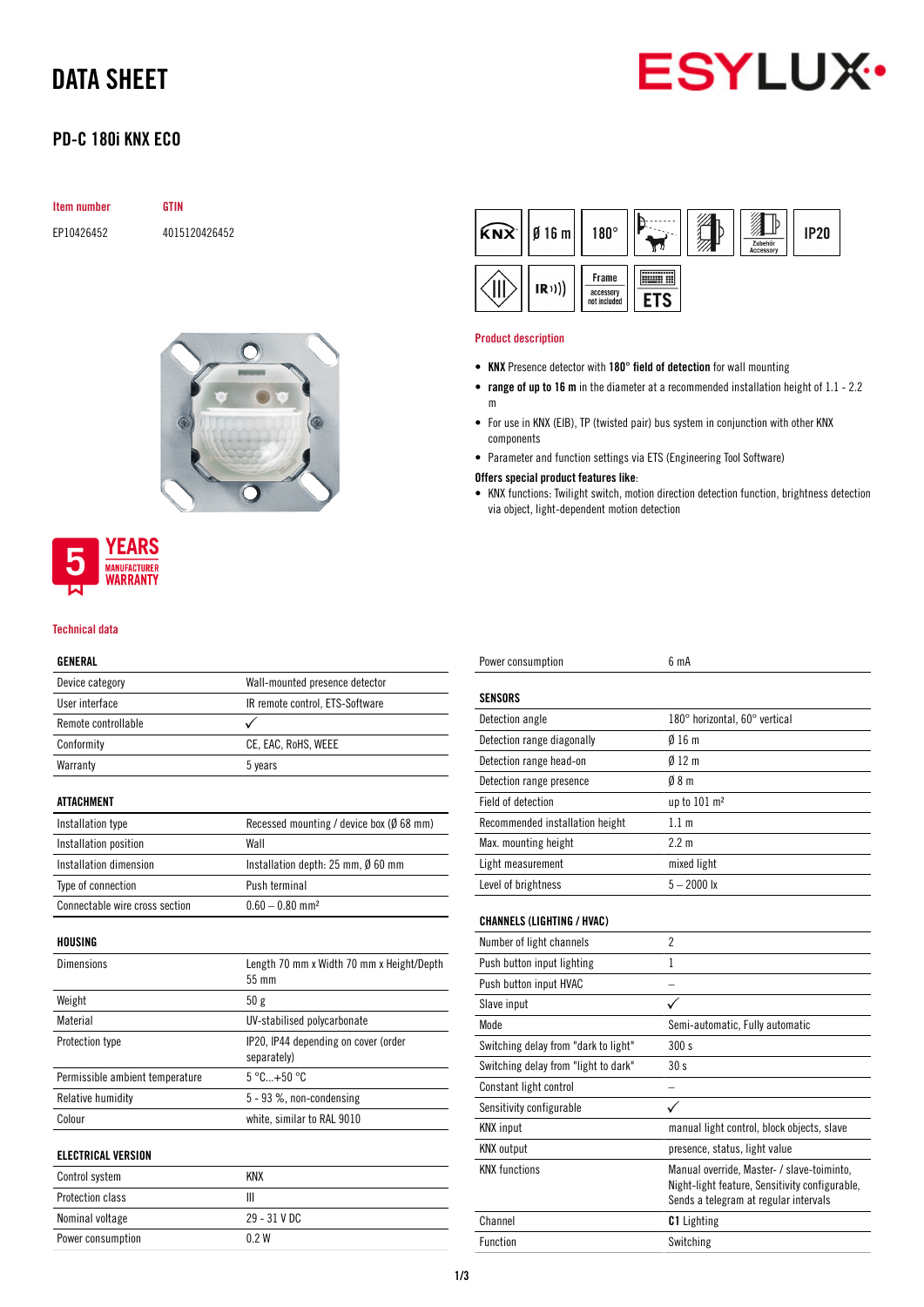# DATA SHEET

## PD-C 180i KNX ECO

| Item number | GTIN |
| --- | --- |
| EP10426452 | 4015120426452 |

5 YEARS MANUFACTURER WARRANTY

### Product description

- **KNX** Presence detector with **180° field of detection** for wall mounting
- **range of up to 16 m** in the diameter at a recommended installation height of 1.1 - 2.2 m
- For use in KNX (EIB), TP (twisted pair) bus system in conjunction with other KNX components
- Parameter and function settings via ETS (Engineering Tool Software)

**Offers special product features like:**

- KNX functions: Twilight switch, motion direction detection function, brightness detection via object, light-dependent motion detection

### Technical data

| GENERAL | |
| --- | --- |
| Device category | Wall-mounted presence detector |
| User interface | IR remote control, ETS-Software |
| Remote controllable | ✓ |
| Conformity | CE, EAC, RoHS, WEEE |
| Warranty | 5 years |

| ATTACHMENT | |
| --- | --- |
| Installation type | Recessed mounting / device box (Ø 68 mm) |
| Installation position | Wall |
| Installation dimension | Installation depth: 25 mm, Ø 60 mm |
| Type of connection | Push terminal |
| Connectable wire cross section | 0.60 – 0.80 mm² |

| HOUSING | |
| --- | --- |
| Dimensions | Length 70 mm x Width 70 mm x Height/Depth 55 mm |
| Weight | 50 g |
| Material | UV-stabilised polycarbonate |
| Protection type | IP20, IP44 depending on cover (order separately) |
| Permissible ambient temperature | 5 °C...+50 °C |
| Relative humidity | 5 - 93 %, non-condensing |
| Colour | white, similar to RAL 9010 |

| ELECTRICAL VERSION | |
| --- | --- |
| Control system | KNX |
| Protection class | III |
| Nominal voltage | 29 - 31 V DC |
| Power consumption | 0.2 W |
| Power consumption | 6 mA |

| SENSORS | |
| --- | --- |
| Detection angle | 180° horizontal, 60° vertical |
| Detection range diagonally | Ø 16 m |
| Detection range head-on | Ø 12 m |
| Detection range presence | Ø 8 m |
| Field of detection | up to 101 m² |
| Recommended installation height | 1.1 m |
| Max. mounting height | 2.2 m |
| Light measurement | mixed light |
| Level of brightness | 5 – 2000 lx |

| CHANNELS (LIGHTING / HVAC) | |
| --- | --- |
| Number of light channels | 2 |
| Push button input lighting | 1 |
| Push button input HVAC | – |
| Slave input | ✓ |
| Mode | Semi-automatic, Fully automatic |
| Switching delay from "dark to light" | 300 s |
| Switching delay from "light to dark" | 30 s |
| Constant light control | – |
| Sensitivity configurable | ✓ |
| KNX input | manual light control, block objects, slave |
| KNX output | presence, status, light value |
| KNX functions | Manual override, Master- / slave-toiminto, Night-light feature, Sensitivity configurable, Sends a telegram at regular intervals |
| Channel | **C1** Lighting |
| Function | Switching |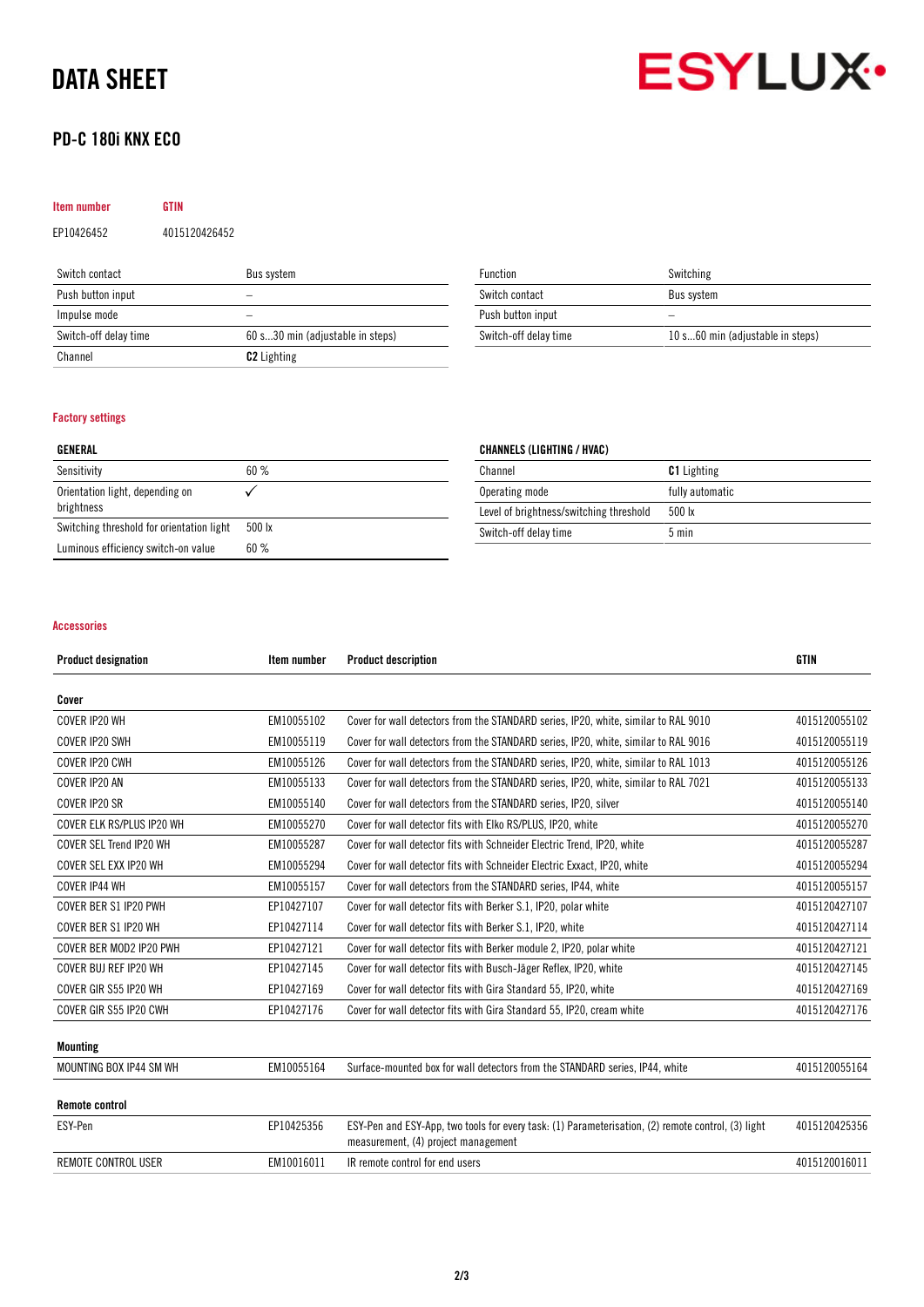# DATA SHEET

## PD-C 180i KNX ECO

| Item number | GTIN |
|---|---|
| EP10426452 | 4015120426452 |

| Switch contact | Bus system |
|---|---|
| Push button input | – |
| Impulse mode | – |
| Switch-off delay time | 60 s...30 min (adjustable in steps) |
| Channel | **C2** Lighting |

| Function | Switching |
|---|---|
| Switch contact | Bus system |
| Push button input | – |
| Switch-off delay time | 10 s...60 min (adjustable in steps) |

### Factory settings

| GENERAL | |
|---|---|
| Sensitivity | 60 % |
| Orientation light, depending on brightness | ✓ |
| Switching threshold for orientation light | 500 lx |
| Luminous efficiency switch-on value | 60 % |

| CHANNELS (LIGHTING / HVAC) | |
|---|---|
| Channel | **C1** Lighting |
| Operating mode | fully automatic |
| Level of brightness/switching threshold | 500 lx |
| Switch-off delay time | 5 min |

### Accessories

| Product designation | Item number | Product description | GTIN |
|---|---|---|---|
| **Cover** | | | |
| COVER IP20 WH | EM10055102 | Cover for wall detectors from the STANDARD series, IP20, white, similar to RAL 9010 | 4015120055102 |
| COVER IP20 SWH | EM10055119 | Cover for wall detectors from the STANDARD series, IP20, white, similar to RAL 9016 | 4015120055119 |
| COVER IP20 CWH | EM10055126 | Cover for wall detectors from the STANDARD series, IP20, white, similar to RAL 1013 | 4015120055126 |
| COVER IP20 AN | EM10055133 | Cover for wall detectors from the STANDARD series, IP20, white, similar to RAL 7021 | 4015120055133 |
| COVER IP20 SR | EM10055140 | Cover for wall detectors from the STANDARD series, IP20, silver | 4015120055140 |
| COVER ELK RS/PLUS IP20 WH | EM10055270 | Cover for wall detector fits with Elko RS/PLUS, IP20, white | 4015120055270 |
| COVER SEL Trend IP20 WH | EM10055287 | Cover for wall detector fits with Schneider Electric Trend, IP20, white | 4015120055287 |
| COVER SEL EXX IP20 WH | EM10055294 | Cover for wall detector fits with Schneider Electric Exxact, IP20, white | 4015120055294 |
| COVER IP44 WH | EM10055157 | Cover for wall detectors from the STANDARD series, IP44, white | 4015120055157 |
| COVER BER S1 IP20 PWH | EP10427107 | Cover for wall detector fits with Berker S.1, IP20, polar white | 4015120427107 |
| COVER BER S1 IP20 WH | EP10427114 | Cover for wall detector fits with Berker S.1, IP20, white | 4015120427114 |
| COVER BER MOD2 IP20 PWH | EP10427121 | Cover for wall detector fits with Berker module 2, IP20, polar white | 4015120427121 |
| COVER BUJ REF IP20 WH | EP10427145 | Cover for wall detector fits with Busch-Jäger Reflex, IP20, white | 4015120427145 |
| COVER GIR S55 IP20 WH | EP10427169 | Cover for wall detector fits with Gira Standard 55, IP20, white | 4015120427169 |
| COVER GIR S55 IP20 CWH | EP10427176 | Cover for wall detector fits with Gira Standard 55, IP20, cream white | 4015120427176 |
| **Mounting** | | | |
| MOUNTING BOX IP44 SM WH | EM10055164 | Surface-mounted box for wall detectors from the STANDARD series, IP44, white | 4015120055164 |
| **Remote control** | | | |
| ESY-Pen | EP10425356 | ESY-Pen and ESY-App, two tools for every task: (1) Parameterisation, (2) remote control, (3) light measurement, (4) project management | 4015120425356 |
| REMOTE CONTROL USER | EM10016011 | IR remote control for end users | 4015120016011 |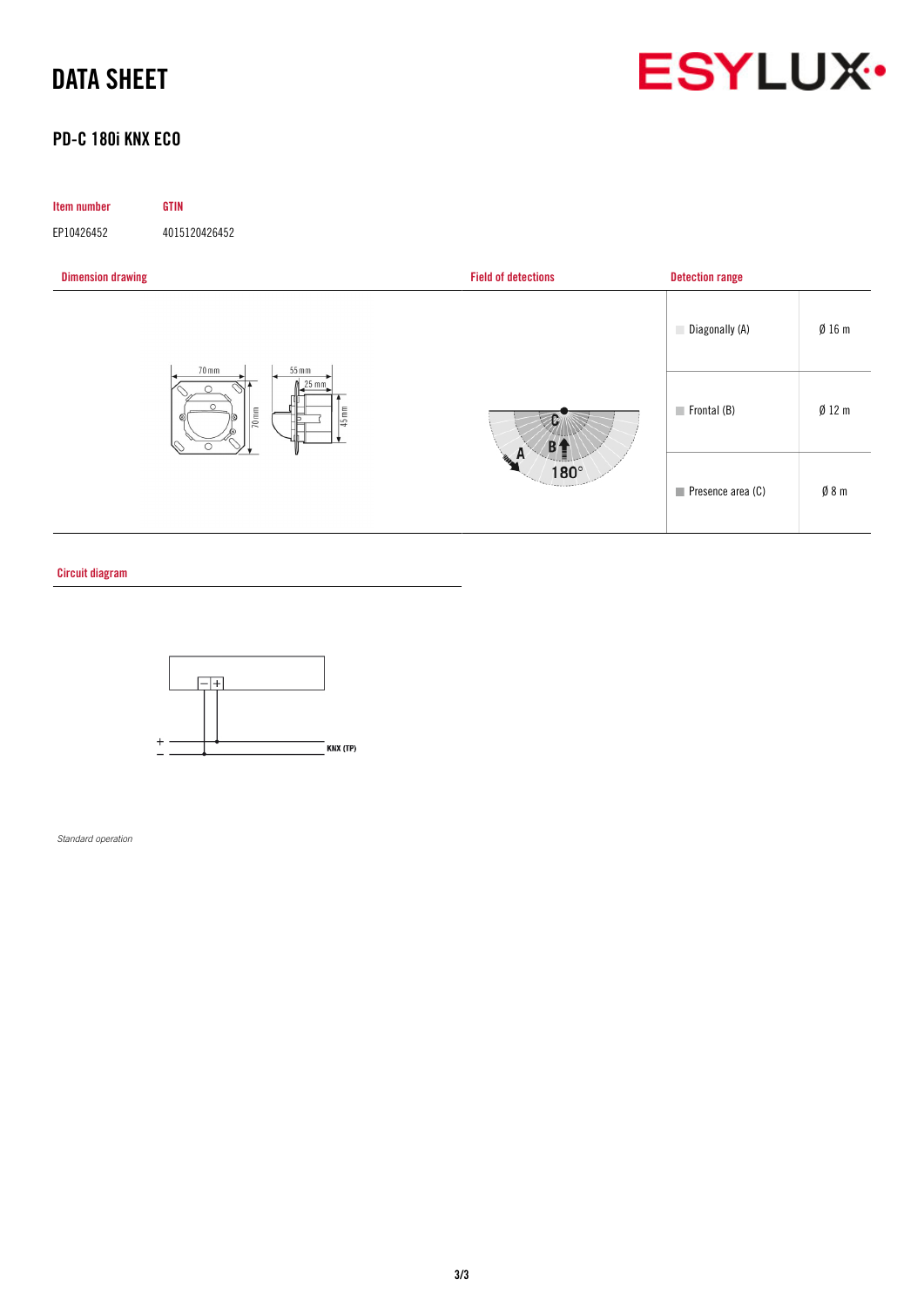# DATA SHEET

ESYLUX

## PD-C 180i KNX ECO

| Item number | GTIN |
|---|---|
| EP10426452 | 4015120426452 |

### Dimension drawing

70 mm
70 mm
55 mm
25 mm
45 mm

### Field of detections

C
B
A
180°

### Detection range

| | |
|---|---|
| Diagonally (A) | Ø 16 m |
| Frontal (B) | Ø 12 m |
| Presence area (C) | Ø 8 m |

### Circuit diagram

−
+
+
−
KNX (TP)

*Standard operation*